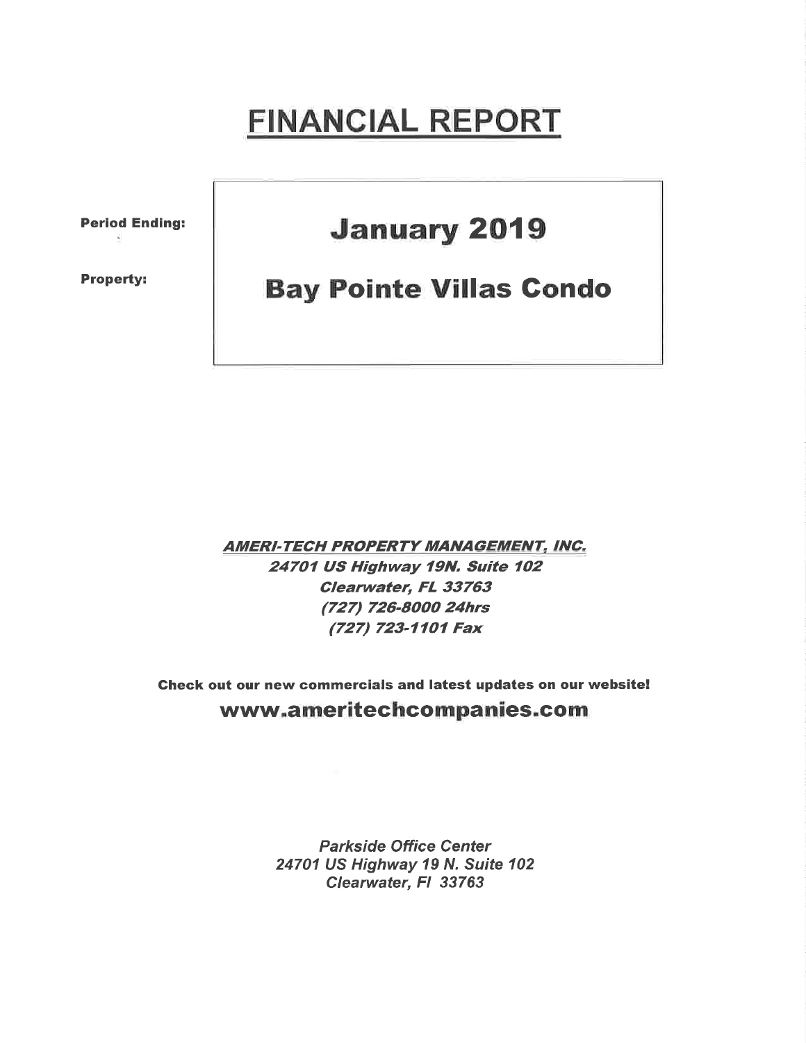# FINANCIAL REPORT

**Period Ending:** **January 2019**

**Property:** **Bay Pointe Villas Condo**

***AMERI-TECH PROPERTY MANAGEMENT, INC.***
***24701 US Highway 19N. Suite 102***
***Clearwater, FL 33763***
***(727) 726-8000 24hrs***
***(727) 723-1101 Fax***

**Check out our new commercials and latest updates on our website!**

**www.ameritechcompanies.com**

*Parkside Office Center*
*24701 US Highway 19 N. Suite 102*
*Clearwater, Fl 33763*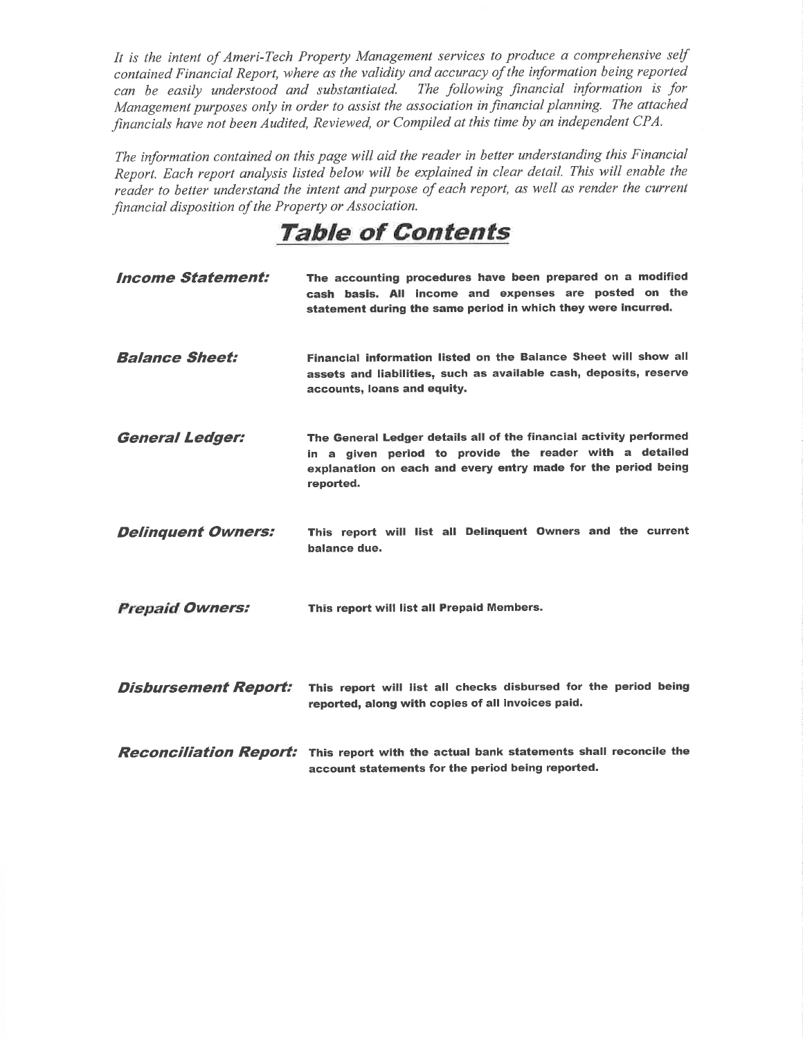*It is the intent of Ameri-Tech Property Management services to produce a comprehensive self contained Financial Report, where as the validity and accuracy of the information being reported can be easily understood and substantiated. The following financial information is for Management purposes only in order to assist the association in financial planning. The attached financials have not been Audited, Reviewed, or Compiled at this time by an independent CPA.*

*The information contained on this page will aid the reader in better understanding this Financial Report. Each report analysis listed below will be explained in clear detail. This will enable the reader to better understand the intent and purpose of each report, as well as render the current financial disposition of the Property or Association.*

# Table of Contents

***Income Statement:*** **The accounting procedures have been prepared on a modified cash basis. All income and expenses are posted on the statement during the same period in which they were incurred.**

***Balance Sheet:*** **Financial information listed on the Balance Sheet will show all assets and liabilities, such as available cash, deposits, reserve accounts, loans and equity.**

***General Ledger:*** **The General Ledger details all of the financial activity performed in a given period to provide the reader with a detailed explanation on each and every entry made for the period being reported.**

***Delinquent Owners:*** **This report will list all Delinquent Owners and the current balance due.**

***Prepaid Owners:*** **This report will list all Prepaid Members.**

***Disbursement Report:*** **This report will list all checks disbursed for the period being reported, along with copies of all invoices paid.**

***Reconciliation Report:*** **This report with the actual bank statements shall reconcile the account statements for the period being reported.**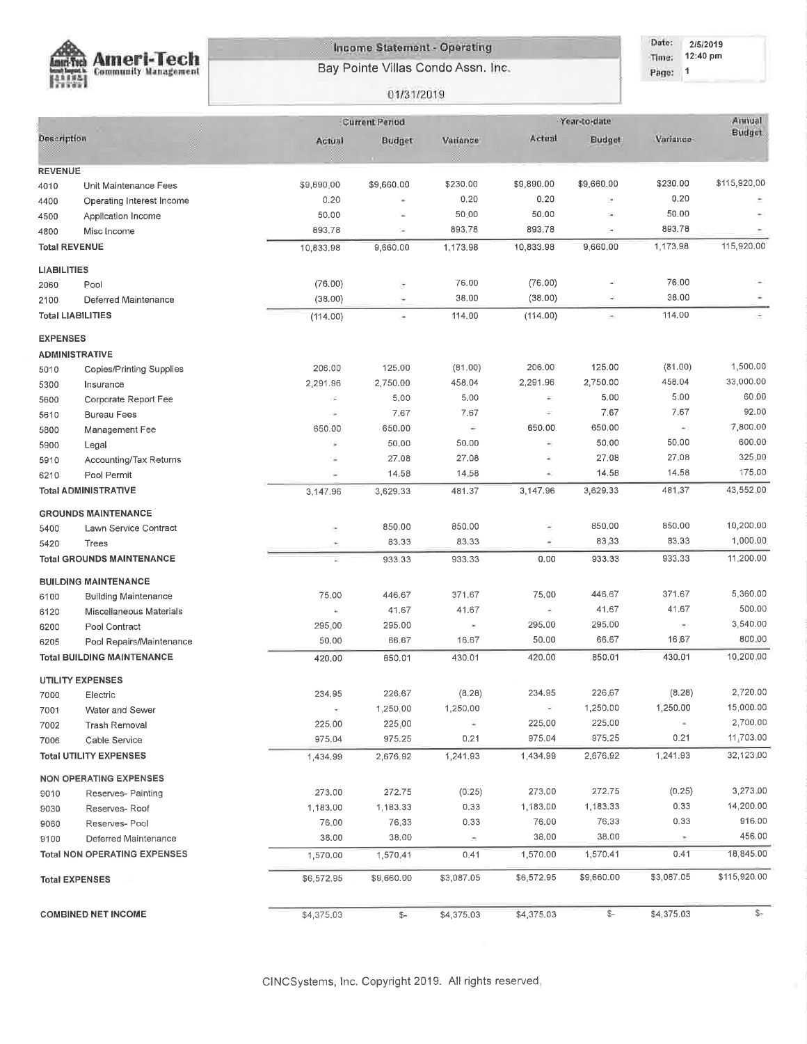Ameri-Tech Community Management

# Income Statement - Operating

## Bay Pointe Villas Condo Assn. Inc.

01/31/2019

Date: 2/5/2019
Time: 12:40 pm
Page: 1

| Description | | Current Period | | | Year-to-date | | | Annual Budget |
|---|---|---|---|---|---|---|---|---|
| | | Actual | Budget | Variance | Actual | Budget | Variance | |
| **REVENUE** | | | | | | | | |
| 4010 | Unit Maintenance Fees | $9,890.00 | $9,660.00 | $230.00 | $9,890.00 | $9,660.00 | $230.00 | $115,920.00 |
| 4400 | Operating Interest Income | 0.20 | - | 0.20 | 0.20 | - | 0.20 | - |
| 4500 | Application Income | 50.00 | - | 50.00 | 50.00 | - | 50.00 | - |
| 4800 | Misc Income | 893.78 | - | 893.78 | 893.78 | - | 893.78 | - |
| **Total REVENUE** | | 10,833.98 | 9,660.00 | 1,173.98 | 10,833.98 | 9,660.00 | 1,173.98 | 115,920.00 |
| **LIABILITIES** | | | | | | | | |
| 2060 | Pool | (76.00) | - | 76.00 | (76.00) | - | 76.00 | - |
| 2100 | Deferred Maintenance | (38.00) | - | 38.00 | (38.00) | - | 38.00 | - |
| **Total LIABILITIES** | | (114.00) | - | 114.00 | (114.00) | - | 114.00 | - |
| **EXPENSES** | | | | | | | | |
| **ADMINISTRATIVE** | | | | | | | | |
| 5010 | Copies/Printing Supplies | 206.00 | 125.00 | (81.00) | 206.00 | 125.00 | (81.00) | 1,500.00 |
| 5300 | Insurance | 2,291.96 | 2,750.00 | 458.04 | 2,291.96 | 2,750.00 | 458.04 | 33,000.00 |
| 5600 | Corporate Report Fee | - | 5.00 | 5.00 | - | 5.00 | 5.00 | 60.00 |
| 5610 | Bureau Fees | - | 7.67 | 7.67 | - | 7.67 | 7.67 | 92.00 |
| 5800 | Management Fee | 650.00 | 650.00 | - | 650.00 | 650.00 | - | 7,800.00 |
| 5900 | Legal | - | 50.00 | 50.00 | - | 50.00 | 50.00 | 600.00 |
| 5910 | Accounting/Tax Returns | - | 27.08 | 27.08 | - | 27.08 | 27.08 | 325.00 |
| 6210 | Pool Permit | - | 14.58 | 14.58 | - | 14.58 | 14.58 | 175.00 |
| **Total ADMINISTRATIVE** | | 3,147.96 | 3,629.33 | 481.37 | 3,147.96 | 3,629.33 | 481.37 | 43,552.00 |
| **GROUNDS MAINTENANCE** | | | | | | | | |
| 5400 | Lawn Service Contract | - | 850.00 | 850.00 | - | 850.00 | 850.00 | 10,200.00 |
| 5420 | Trees | - | 83.33 | 83.33 | - | 83.33 | 83.33 | 1,000.00 |
| **Total GROUNDS MAINTENANCE** | | - | 933.33 | 933.33 | 0.00 | 933.33 | 933.33 | 11,200.00 |
| **BUILDING MAINTENANCE** | | | | | | | | |
| 6100 | Building Maintenance | 75.00 | 446.67 | 371.67 | 75.00 | 446.67 | 371.67 | 5,360.00 |
| 6120 | Miscellaneous Materials | - | 41.67 | 41.67 | - | 41.67 | 41.67 | 500.00 |
| 6200 | Pool Contract | 295.00 | 295.00 | - | 295.00 | 295.00 | - | 3,540.00 |
| 6205 | Pool Repairs/Maintenance | 50.00 | 66.67 | 16.67 | 50.00 | 66.67 | 16.67 | 800.00 |
| **Total BUILDING MAINTENANCE** | | 420.00 | 850.01 | 430.01 | 420.00 | 850.01 | 430.01 | 10,200.00 |
| **UTILITY EXPENSES** | | | | | | | | |
| 7000 | Electric | 234.95 | 226.67 | (8.28) | 234.95 | 226.67 | (8.28) | 2,720.00 |
| 7001 | Water and Sewer | - | 1,250.00 | 1,250.00 | - | 1,250.00 | 1,250.00 | 15,000.00 |
| 7002 | Trash Removal | 225.00 | 225.00 | - | 225.00 | 225.00 | - | 2,700.00 |
| 7006 | Cable Service | 975.04 | 975.25 | 0.21 | 975.04 | 975.25 | 0.21 | 11,703.00 |
| **Total UTILITY EXPENSES** | | 1,434.99 | 2,676.92 | 1,241.93 | 1,434.99 | 2,676.92 | 1,241.93 | 32,123.00 |
| **NON OPERATING EXPENSES** | | | | | | | | |
| 9010 | Reserves- Painting | 273.00 | 272.75 | (0.25) | 273.00 | 272.75 | (0.25) | 3,273.00 |
| 9030 | Reserves- Roof | 1,183.00 | 1,183.33 | 0.33 | 1,183.00 | 1,183.33 | 0.33 | 14,200.00 |
| 9060 | Reserves- Pool | 76.00 | 76.33 | 0.33 | 76.00 | 76.33 | 0.33 | 916.00 |
| 9100 | Deferred Maintenance | 38.00 | 38.00 | - | 38.00 | 38.00 | - | 456.00 |
| **Total NON OPERATING EXPENSES** | | 1,570.00 | 1,570.41 | 0.41 | 1,570.00 | 1,570.41 | 0.41 | 18,845.00 |
| **Total EXPENSES** | | $6,572.95 | $9,660.00 | $3,087.05 | $6,572.95 | $9,660.00 | $3,087.05 | $115,920.00 |
| **COMBINED NET INCOME** | | $4,375.03 | $- | $4,375.03 | $4,375.03 | $- | $4,375.03 | $- |

CINCSystems, Inc. Copyright 2019. All rights reserved.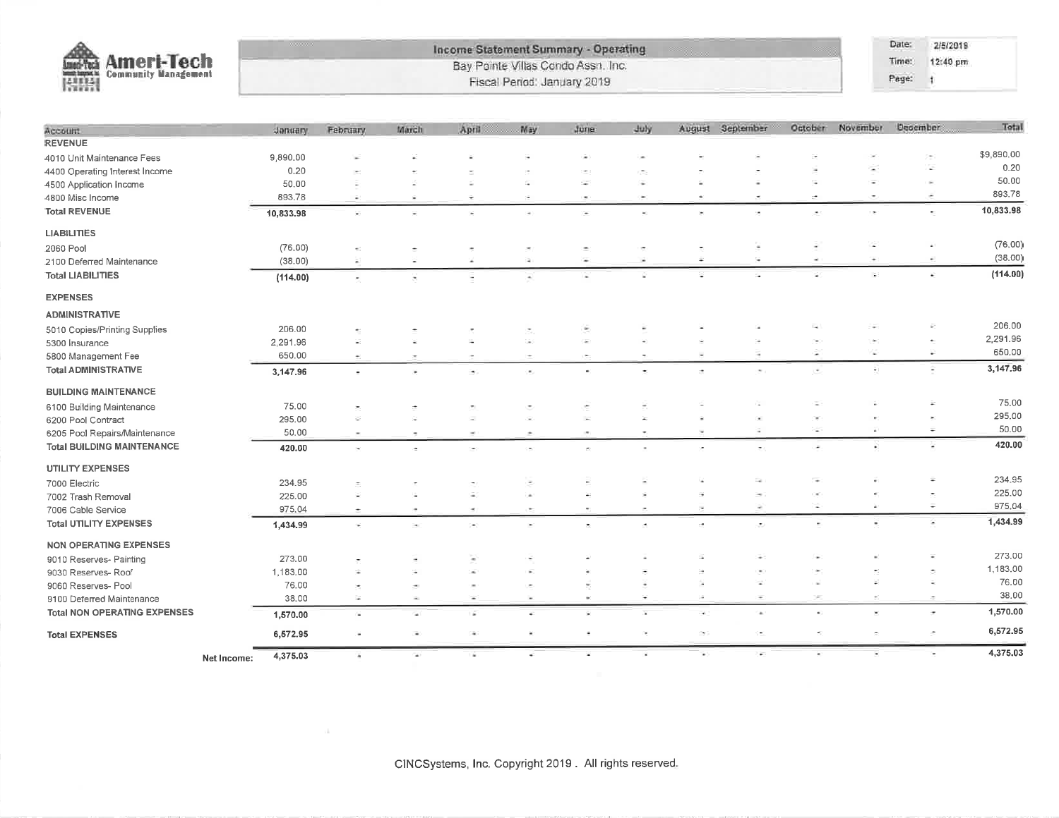# Income Statement Summary - Operating

Bay Pointe Villas Condo Assn. Inc.

Fiscal Period: January 2019

Date: 2/5/2019
Time: 12:40 pm

| Account | January | February | March | April | May | June | July | August | September | October | November | December | Total |
|---|---|---|---|---|---|---|---|---|---|---|---|---|---|
| **REVENUE** | | | | | | | | | | | | | |
| 4010 Unit Maintenance Fees | 9,890.00 | - | - | - | - | - | - | - | - | - | - | - | $9,890.00 |
| 4400 Operating Interest Income | 0.20 | - | - | - | - | - | - | - | - | - | - | - | 0.20 |
| 4500 Application Income | 50.00 | - | - | - | - | - | - | - | - | - | - | - | 50.00 |
| 4800 Misc Income | 893.78 | - | - | - | - | - | - | - | - | - | - | - | 893.78 |
| **Total REVENUE** | **10,833.98** | - | - | - | - | - | - | - | - | - | - | - | **10,833.98** |
| **LIABILITIES** | | | | | | | | | | | | | |
| 2060 Pool | (76.00) | - | - | - | - | - | - | - | - | - | - | - | (76.00) |
| 2100 Deferred Maintenance | (38.00) | - | - | - | - | - | - | - | - | - | - | - | (38.00) |
| **Total LIABILITIES** | **(114.00)** | - | - | - | - | - | - | - | - | - | - | - | **(114.00)** |
| **EXPENSES** | | | | | | | | | | | | | |
| **ADMINISTRATIVE** | | | | | | | | | | | | | |
| 5010 Copies/Printing Supplies | 206.00 | - | - | - | - | - | - | - | - | - | - | - | 206.00 |
| 5300 Insurance | 2,291.96 | - | - | - | - | - | - | - | - | - | - | - | 2,291.96 |
| 5800 Management Fee | 650.00 | - | - | - | - | - | - | - | - | - | - | - | 650.00 |
| **Total ADMINISTRATIVE** | **3,147.96** | - | - | - | - | - | - | - | - | - | - | - | **3,147.96** |
| **BUILDING MAINTENANCE** | | | | | | | | | | | | | |
| 6100 Building Maintenance | 75.00 | - | - | - | - | - | - | - | - | - | - | - | 75.00 |
| 6200 Pool Contract | 295.00 | - | - | - | - | - | - | - | - | - | - | - | 295.00 |
| 6205 Pool Repairs/Maintenance | 50.00 | - | - | - | - | - | - | - | - | - | - | - | 50.00 |
| **Total BUILDING MAINTENANCE** | **420.00** | - | - | - | - | - | - | - | - | - | - | - | **420.00** |
| **UTILITY EXPENSES** | | | | | | | | | | | | | |
| 7000 Electric | 234.95 | - | - | - | - | - | - | - | - | - | - | - | 234.95 |
| 7002 Trash Removal | 225.00 | - | - | - | - | - | - | - | - | - | - | - | 225.00 |
| 7006 Cable Service | 975.04 | - | - | - | - | - | - | - | - | - | - | - | 975.04 |
| **Total UTILITY EXPENSES** | **1,434.99** | - | - | - | - | - | - | - | - | - | - | - | **1,434.99** |
| **NON OPERATING EXPENSES** | | | | | | | | | | | | | |
| 9010 Reserves- Painting | 273.00 | - | - | - | - | - | - | - | - | - | - | - | 273.00 |
| 9030 Reserves- Roof | 1,183.00 | - | - | - | - | - | - | - | - | - | - | - | 1,183.00 |
| 9060 Reserves- Pool | 76.00 | - | - | - | - | - | - | - | - | - | - | - | 76.00 |
| 9100 Deferred Maintenance | 38.00 | - | - | - | - | - | - | - | - | - | - | - | 38.00 |
| **Total NON OPERATING EXPENSES** | **1,570.00** | - | - | - | - | - | - | - | - | - | - | - | **1,570.00** |
| **Total EXPENSES** | **6,572.95** | - | - | - | - | - | - | - | - | - | - | - | **6,572.95** |
| **Net Income:** | 4,375.03 | - | - | - | - | - | - | - | - | - | - | - | 4,375.03 |

CINCSystems, Inc. Copyright 2019 . All rights reserved.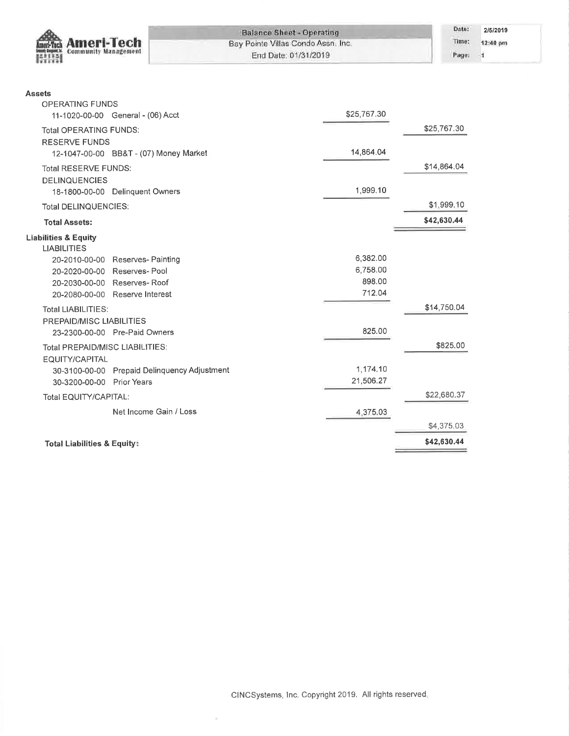**Ameri-Tech** Community Management

**Balance Sheet - Operating**
Bay Pointe Villas Condo Assn. Inc.
End Date: 01/31/2019

Date: 2/5/2019
Time: 12:40 pm
Page: 1

| | | |
|---|---|---|
| **Assets** | | |
| OPERATING FUNDS | | |
| 11-1020-00-00 General - (06) Acct | $25,767.30 | |
| Total OPERATING FUNDS: | | $25,767.30 |
| RESERVE FUNDS | | |
| 12-1047-00-00 BB&T - (07) Money Market | 14,864.04 | |
| Total RESERVE FUNDS: | | $14,864.04 |
| DELINQUENCIES | | |
| 18-1800-00-00 Delinquent Owners | 1,999.10 | |
| Total DELINQUENCIES: | | $1,999.10 |
| **Total Assets:** | | **$42,630.44** |
| **Liabilities & Equity** | | |
| LIABILITIES | | |
| 20-2010-00-00 Reserves- Painting | 6,382.00 | |
| 20-2020-00-00 Reserves- Pool | 6,758.00 | |
| 20-2030-00-00 Reserves- Roof | 898.00 | |
| 20-2080-00-00 Reserve Interest | 712.04 | |
| Total LIABILITIES: | | $14,750.04 |
| PREPAID/MISC LIABILITIES | | |
| 23-2300-00-00 Pre-Paid Owners | 825.00 | |
| Total PREPAID/MISC LIABILITIES: | | $825.00 |
| EQUITY/CAPITAL | | |
| 30-3100-00-00 Prepaid Delinquency Adjustment | 1,174.10 | |
| 30-3200-00-00 Prior Years | 21,506.27 | |
| Total EQUITY/CAPITAL: | | $22,680.37 |
| Net Income Gain / Loss | 4,375.03 | |
| | | $4,375.03 |
| **Total Liabilities & Equity:** | | **$42,630.44** |

CINCSystems, Inc. Copyright 2019. All rights reserved.